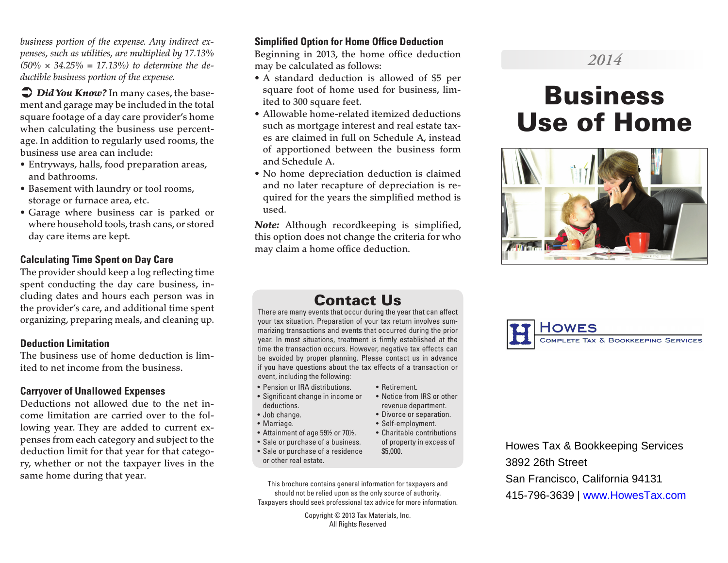*business portion of the expense. Any indirect expenses, such as utilities, are multiplied by 17.13% (50% × 34.25% = 17.13%) to determine the deductible business portion of the expense.*

➲ ***Did You Know?*** In many cases, the basement and garage may be included in the total square footage of a day care provider's home when calculating the business use percentage. In addition to regularly used rooms, the business use area can include:

- Entryways, halls, food preparation areas, and bathrooms.
- Basement with laundry or tool rooms, storage or furnace area, etc.
- Garage where business car is parked or where household tools, trash cans, or stored day care items are kept.

### Calculating Time Spent on Day Care

The provider should keep a log reflecting time spent conducting the day care business, including dates and hours each person was in the provider's care, and additional time spent organizing, preparing meals, and cleaning up.

### Deduction Limitation

The business use of home deduction is limited to net income from the business.

### Carryover of Unallowed Expenses

Deductions not allowed due to the net income limitation are carried over to the following year. They are added to current expenses from each category and subject to the deduction limit for that year for that category, whether or not the taxpayer lives in the same home during that year.

### Simplified Option for Home Office Deduction

Beginning in 2013, the home office deduction may be calculated as follows:

- A standard deduction is allowed of $5 per square foot of home used for business, limited to 300 square feet.
- Allowable home-related itemized deductions such as mortgage interest and real estate taxes are claimed in full on Schedule A, instead of apportioned between the business form and Schedule A.
- No home depreciation deduction is claimed and no later recapture of depreciation is required for the years the simplified method is used.

***Note:*** Although recordkeeping is simplified, this option does not change the criteria for who may claim a home office deduction.

## Contact Us

There are many events that occur during the year that can affect your tax situation. Preparation of your tax return involves summarizing transactions and events that occurred during the prior year. In most situations, treatment is firmly established at the time the transaction occurs. However, negative tax effects can be avoided by proper planning. Please contact us in advance if you have questions about the tax effects of a transaction or event, including the following:

- Pension or IRA distributions.
- Significant change in income or deductions.
- Job change.
- Marriage.
- Attainment of age 59½ or 70½.
- Sale or purchase of a business.
- Sale or purchase of a residence or other real estate.
- Retirement.
- Notice from IRS or other revenue department.
- Divorce or separation.
- Self-employment.
- Charitable contributions of property in excess of $5,000.

This brochure contains general information for taxpayers and should not be relied upon as the only source of authority. Taxpayers should seek professional tax advice for more information.

Copyright © 2013 Tax Materials, Inc.
All Rights Reserved

*2014*

# Business Use of Home

**Howes**
Complete Tax & Bookkeeping Services

Howes Tax & Bookkeeping Services
3892 26th Street
San Francisco, California 94131
415-796-3639 | www.HowesTax.com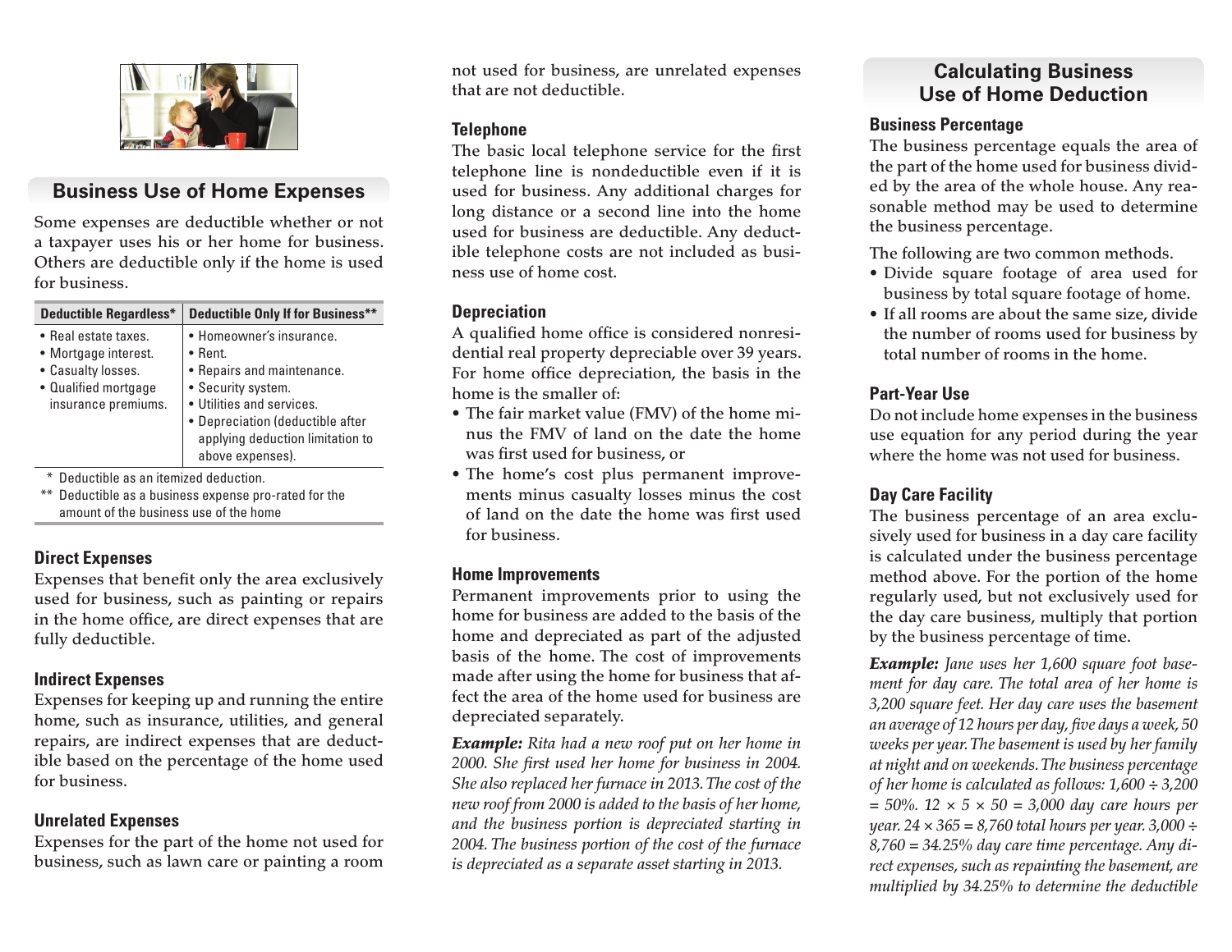## Business Use of Home Expenses

Some expenses are deductible whether or not a taxpayer uses his or her home for business. Others are deductible only if the home is used for business.

| Deductible Regardless* | Deductible Only If for Business** |
|---|---|
| • Real estate taxes.<br>• Mortgage interest.<br>• Casualty losses.<br>• Qualified mortgage insurance premiums. | • Homeowner's insurance.<br>• Rent.<br>• Repairs and maintenance.<br>• Security system.<br>• Utilities and services.<br>• Depreciation (deductible after applying deduction limitation to above expenses). |

\* Deductible as an itemized deduction.

\*\* Deductible as a business expense pro-rated for the amount of the business use of the home

### Direct Expenses

Expenses that benefit only the area exclusively used for business, such as painting or repairs in the home office, are direct expenses that are fully deductible.

### Indirect Expenses

Expenses for keeping up and running the entire home, such as insurance, utilities, and general repairs, are indirect expenses that are deductible based on the percentage of the home used for business.

### Unrelated Expenses

Expenses for the part of the home not used for business, such as lawn care or painting a room not used for business, are unrelated expenses that are not deductible.

### Telephone

The basic local telephone service for the first telephone line is nondeductible even if it is used for business. Any additional charges for long distance or a second line into the home used for business are deductible. Any deductible telephone costs are not included as business use of home cost.

### Depreciation

A qualified home office is considered nonresidential real property depreciable over 39 years. For home office depreciation, the basis in the home is the smaller of:

- The fair market value (FMV) of the home minus the FMV of land on the date the home was first used for business, or
- The home's cost plus permanent improvements minus casualty losses minus the cost of land on the date the home was first used for business.

### Home Improvements

Permanent improvements prior to using the home for business are added to the basis of the home and depreciated as part of the adjusted basis of the home. The cost of improvements made after using the home for business that affect the area of the home used for business are depreciated separately.

***Example:*** *Rita had a new roof put on her home in 2000. She first used her home for business in 2004. She also replaced her furnace in 2013. The cost of the new roof from 2000 is added to the basis of her home, and the business portion is depreciated starting in 2004. The business portion of the cost of the furnace is depreciated as a separate asset starting in 2013.*

## Calculating Business Use of Home Deduction

### Business Percentage

The business percentage equals the area of the part of the home used for business divided by the area of the whole house. Any reasonable method may be used to determine the business percentage.

The following are two common methods.

- Divide square footage of area used for business by total square footage of home.
- If all rooms are about the same size, divide the number of rooms used for business by total number of rooms in the home.

### Part-Year Use

Do not include home expenses in the business use equation for any period during the year where the home was not used for business.

### Day Care Facility

The business percentage of an area exclusively used for business in a day care facility is calculated under the business percentage method above. For the portion of the home regularly used, but not exclusively used for the day care business, multiply that portion by the business percentage of time.

***Example:*** *Jane uses her 1,600 square foot basement for day care. The total area of her home is 3,200 square feet. Her day care uses the basement an average of 12 hours per day, five days a week, 50 weeks per year. The basement is used by her family at night and on weekends. The business percentage of her home is calculated as follows: 1,600 ÷ 3,200 = 50%. 12 × 5 × 50 = 3,000 day care hours per year. 24 × 365 = 8,760 total hours per year. 3,000 ÷ 8,760 = 34.25% day care time percentage. Any direct expenses, such as repainting the basement, are multiplied by 34.25% to determine the deductible*